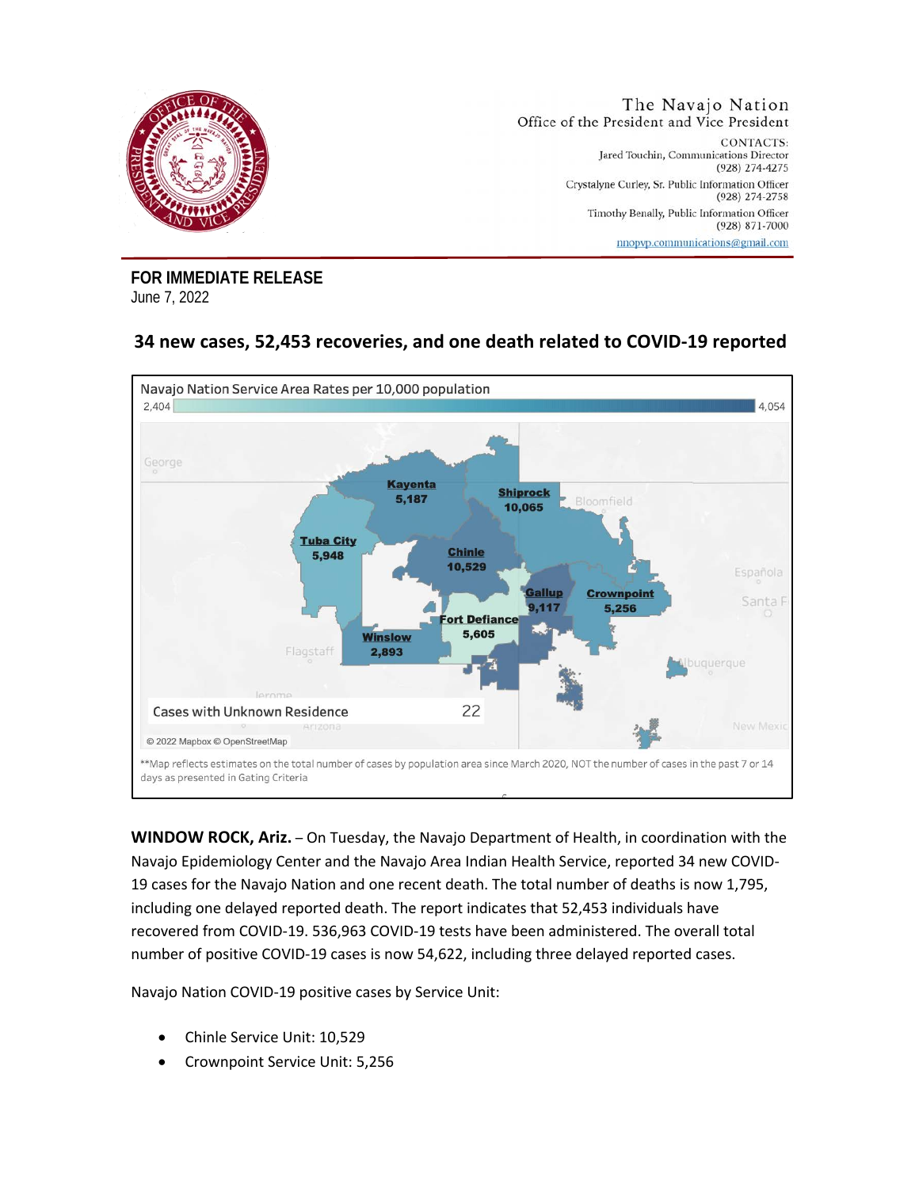The Navajo Nation
Office of the President and Vice President

CONTACTS:
Jared Touchin, Communications Director
(928) 274-4275
Crystalyne Curley, Sr. Public Information Officer
(928) 274-2758
Timothy Benally, Public Information Officer
(928) 871-7000
nnopvp.communications@gmail.com

**FOR IMMEDIATE RELEASE**
June 7, 2022

## 34 new cases, 52,453 recoveries, and one death related to COVID-19 reported

Navajo Nation Service Area Rates per 10,000 population

2,404 — 4,054

- Kayenta: 5,187
- Shiprock: 10,065
- Tuba City: 5,948
- Chinle: 10,529
- Gallup: 9,117
- Crownpoint: 5,256
- Fort Defiance: 5,605
- Winslow: 2,893

Cases with Unknown Residence: 22

© 2022 Mapbox © OpenStreetMap

**Map reflects estimates on the total number of cases by population area since March 2020, NOT the number of cases in the past 7 or 14 days as presented in Gating Criteria

**WINDOW ROCK, Ariz.** – On Tuesday, the Navajo Department of Health, in coordination with the Navajo Epidemiology Center and the Navajo Area Indian Health Service, reported 34 new COVID-19 cases for the Navajo Nation and one recent death. The total number of deaths is now 1,795, including one delayed reported death. The report indicates that 52,453 individuals have recovered from COVID-19. 536,963 COVID-19 tests have been administered. The overall total number of positive COVID-19 cases is now 54,622, including three delayed reported cases.

Navajo Nation COVID-19 positive cases by Service Unit:

- Chinle Service Unit: 10,529
- Crownpoint Service Unit: 5,256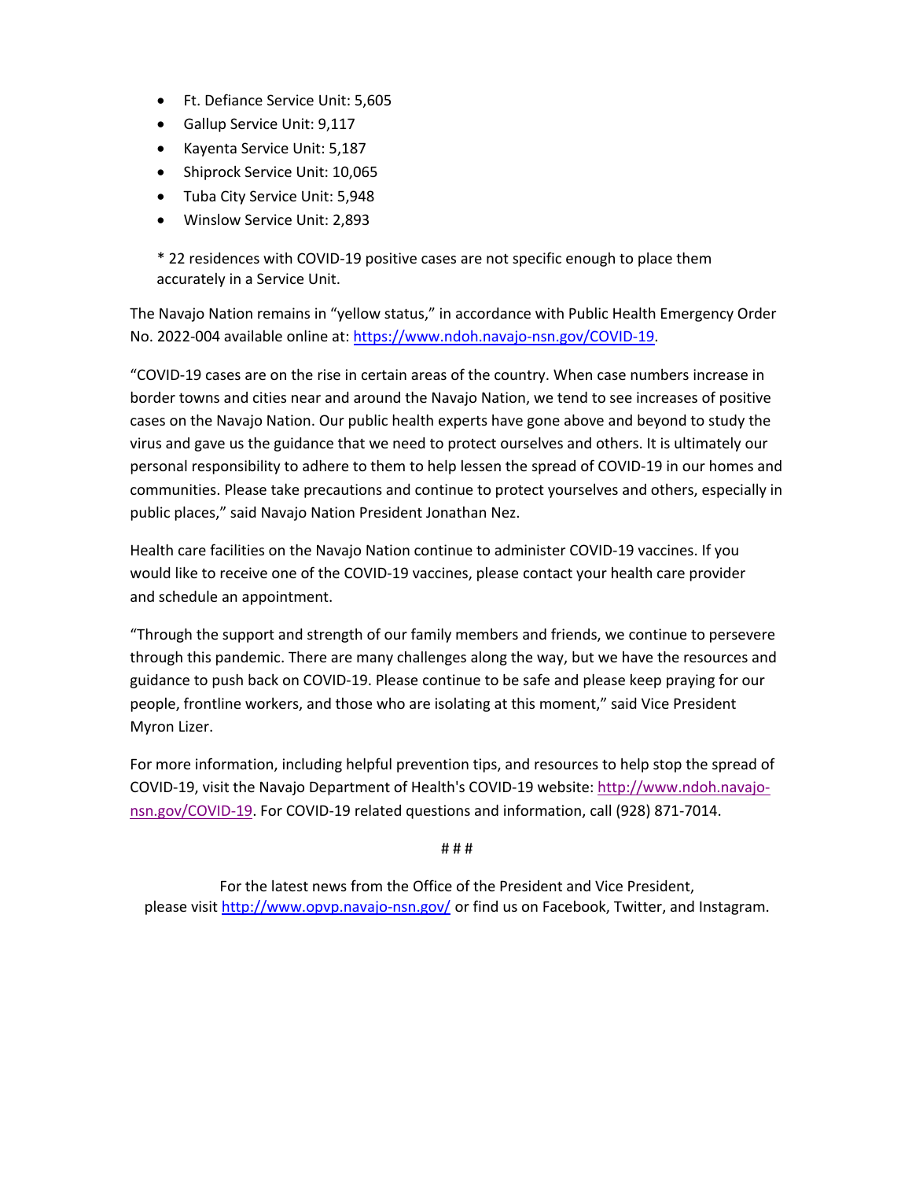- Ft. Defiance Service Unit: 5,605
- Gallup Service Unit: 9,117
- Kayenta Service Unit: 5,187
- Shiprock Service Unit: 10,065
- Tuba City Service Unit: 5,948
- Winslow Service Unit: 2,893

* 22 residences with COVID-19 positive cases are not specific enough to place them accurately in a Service Unit.

The Navajo Nation remains in "yellow status," in accordance with Public Health Emergency Order No. 2022-004 available online at: https://www.ndoh.navajo-nsn.gov/COVID-19.

"COVID-19 cases are on the rise in certain areas of the country. When case numbers increase in border towns and cities near and around the Navajo Nation, we tend to see increases of positive cases on the Navajo Nation. Our public health experts have gone above and beyond to study the virus and gave us the guidance that we need to protect ourselves and others. It is ultimately our personal responsibility to adhere to them to help lessen the spread of COVID-19 in our homes and communities. Please take precautions and continue to protect yourselves and others, especially in public places," said Navajo Nation President Jonathan Nez.

Health care facilities on the Navajo Nation continue to administer COVID-19 vaccines. If you would like to receive one of the COVID-19 vaccines, please contact your health care provider and schedule an appointment.

"Through the support and strength of our family members and friends, we continue to persevere through this pandemic. There are many challenges along the way, but we have the resources and guidance to push back on COVID-19. Please continue to be safe and please keep praying for our people, frontline workers, and those who are isolating at this moment," said Vice President Myron Lizer.

For more information, including helpful prevention tips, and resources to help stop the spread of COVID-19, visit the Navajo Department of Health's COVID-19 website: http://www.ndoh.navajo-nsn.gov/COVID-19. For COVID-19 related questions and information, call (928) 871-7014.

# # #

For the latest news from the Office of the President and Vice President, please visit http://www.opvp.navajo-nsn.gov/ or find us on Facebook, Twitter, and Instagram.